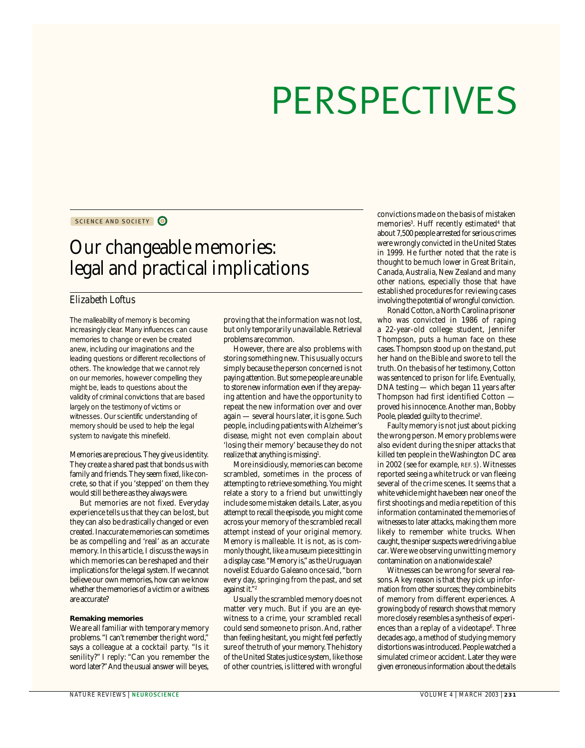# PERSPECTIVES

SCIENCE AND SOCIETY

## Our changeable memories: legal and practical implications

*Elizabeth Loftus*

*The malleability of memory is becoming increasingly clear. Many influences can cause memories to change or even be created anew, including our imaginations and the leading questions or different recollections of others. The knowledge that we cannot rely on our memories, however compelling they might be, leads to questions about the validity of criminal convictions that are based largely on the testimony of victims or witnesses. Our scientific understanding of memory should be used to help the legal system to navigate this minefield.*

Memories are precious. They give us identity. They create a shared past that bonds us with family and friends. They seem fixed, like concrete, so that if you 'stepped' on them they would still be there as they always were.

But memories are not fixed. Everyday experience tells us that they can be lost, but they can also be drastically changed or even created. Inaccurate memories can sometimes be as compelling and 'real' as an accurate memory. In this article, I discuss the ways in which memories can be reshaped and their implications for the legal system. If we cannot believe our own memories, how can we know whether the memories of a victim or a witness are accurate?

### Remaking memories

We are all familiar with temporary memory problems. "I can't remember the right word," says a colleague at a cocktail party. "Is it senility?" I reply: "Can you remember the word later?" And the usual answer will be yes, proving that the information was not lost, but only temporarily unavailable. Retrieval problems are common.

However, there are also problems with storing something new. This usually occurs simply because the person concerned is not paying attention. But some people are unable to store new information even if they are paying attention and have the opportunity to repeat the new information over and over again — several hours later, it is gone. Such people, including patients with Alzheimer's disease, might not even complain about 'losing their memory' because they do not realize that anything is missing[1].

More insidiously, memories can become scrambled, sometimes in the process of attempting to retrieve something. You might relate a story to a friend but unwittingly include some mistaken details. Later, as you attempt to recall the episode, you might come across your memory of the scrambled recall attempt instead of your original memory. Memory is malleable. It is not, as is commonly thought, like a museum piece sitting in a display case. "Memory is," as the Uruguayan novelist Eduardo Galeano once said, "born every day, springing from the past, and set against it."[2]

Usually the scrambled memory does not matter very much. But if you are an eyewitness to a crime, your scrambled recall could send someone to prison. And, rather than feeling hesitant, you might feel perfectly sure of the truth of your memory. The history of the United States justice system, like those of other countries, is littered with wrongful convictions made on the basis of mistaken memories[3]. Huff recently estimated[4] that about 7,500 people arrested for serious crimes were wrongly convicted in the United States in 1999. He further noted that the rate is thought to be much lower in Great Britain, Canada, Australia, New Zealand and many other nations, especially those that have established procedures for reviewing cases involving the potential of wrongful conviction.

Ronald Cotton, a North Carolina prisoner who was convicted in 1986 of raping a 22-year-old college student, Jennifer Thompson, puts a human face on these cases. Thompson stood up on the stand, put her hand on the Bible and swore to tell the truth. On the basis of her testimony, Cotton was sentenced to prison for life. Eventually, DNA testing — which began 11 years after Thompson had first identified Cotton — proved his innocence. Another man, Bobby Poole, pleaded guilty to the crime[3].

Faulty memory is not just about picking the wrong person. Memory problems were also evident during the sniper attacks that killed ten people in the Washington DC area in 2002 (see for example, REF. 5). Witnesses reported seeing a white truck or van fleeing several of the crime scenes. It seems that a white vehicle might have been near one of the first shootings and media repetition of this information contaminated the memories of witnesses to later attacks, making them more likely to remember white trucks. When caught, the sniper suspects were driving a blue car. Were we observing unwitting memory contamination on a nationwide scale?

Witnesses can be wrong for several reasons. A key reason is that they pick up information from other sources; they combine bits of memory from different experiences. A growing body of research shows that memory more closely resembles a synthesis of experiences than a replay of a videotape[6]. Three decades ago, a method of studying memory distortions was introduced. People watched a simulated crime or accident. Later they were given erroneous information about the details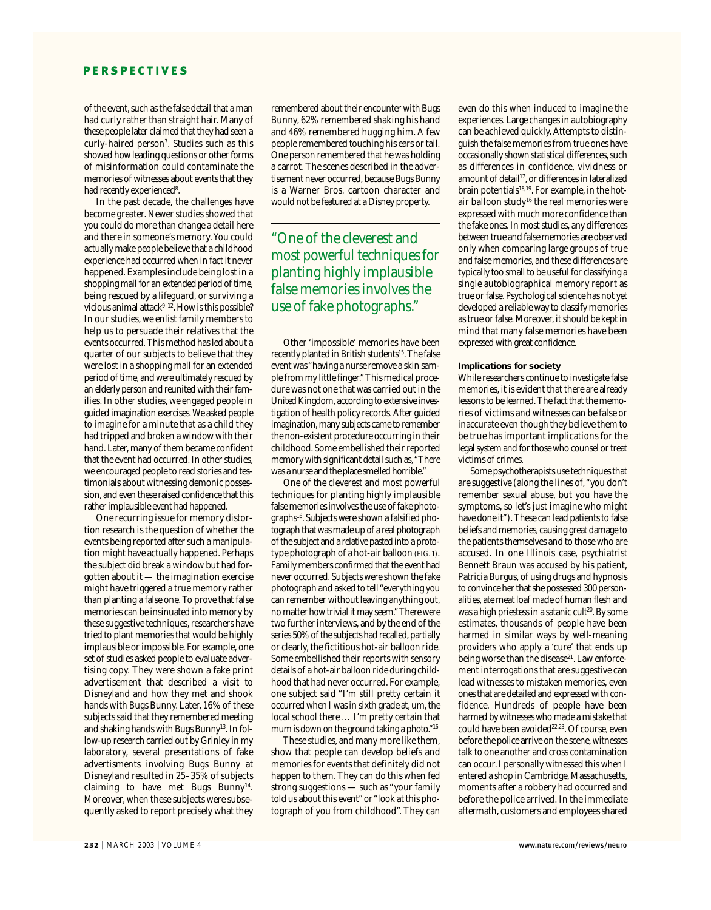of the event, such as the false detail that a man had curly rather than straight hair. Many of these people later claimed that they had seen a curly-haired person[7]. Studies such as this showed how leading questions or other forms of misinformation could contaminate the memories of witnesses about events that they had recently experienced[8].

In the past decade, the challenges have become greater. Newer studies showed that you could do more than change a detail here and there in someone's memory. You could actually make people believe that a childhood experience had occurred when in fact it never happened. Examples include being lost in a shopping mall for an extended period of time, being rescued by a lifeguard, or surviving a vicious animal attack[9–12]. How is this possible? In our studies, we enlist family members to help us to persuade their relatives that the events occurred. This method has led about a quarter of our subjects to believe that they were lost in a shopping mall for an extended period of time, and were ultimately rescued by an elderly person and reunited with their families. In other studies, we engaged people in guided imagination exercises. We asked people to imagine for a minute that as a child they had tripped and broken a window with their hand. Later, many of them became confident that the event had occurred. In other studies, we encouraged people to read stories and testimonials about witnessing demonic possession, and even these raised confidence that this rather implausible event had happened.

One recurring issue for memory distortion research is the question of whether the events being reported after such a manipulation might have actually happened. Perhaps the subject did break a window but had forgotten about it — the imagination exercise might have triggered a true memory rather than planting a false one. To prove that false memories can be insinuated into memory by these suggestive techniques, researchers have tried to plant memories that would be highly implausible or impossible. For example, one set of studies asked people to evaluate advertising copy. They were shown a fake print advertisement that described a visit to Disneyland and how they met and shook hands with Bugs Bunny. Later, 16% of these subjects said that they remembered meeting and shaking hands with Bugs Bunny[13]. In follow-up research carried out by Grinley in my laboratory, several presentations of fake advertisments involving Bugs Bunny at Disneyland resulted in 25–35% of subjects claiming to have met Bugs Bunny[14]. Moreover, when these subjects were subsequently asked to report precisely what they remembered about their encounter with Bugs Bunny, 62% remembered shaking his hand and 46% remembered hugging him. A few people remembered touching his ears or tail. One person remembered that he was holding a carrot. The scenes described in the advertisement never occurred, because Bugs Bunny is a Warner Bros. cartoon character and would not be featured at a Disney property.

> "One of the cleverest and most powerful techniques for planting highly implausible false memories involves the use of fake photographs."

Other 'impossible' memories have been recently planted in British students[15]. The false event was "having a nurse remove a skin sample from my little finger." This medical procedure was not one that was carried out in the United Kingdom, according to extensive investigation of health policy records. After guided imagination, many subjects came to remember the non-existent procedure occurring in their childhood. Some embellished their reported memory with significant detail such as, "There was a nurse and the place smelled horrible."

One of the cleverest and most powerful techniques for planting highly implausible false memories involves the use of fake photographs[16]. Subjects were shown a falsified photograph that was made up of a real photograph of the subject and a relative pasted into a prototype photograph of a hot-air balloon (FIG. 1). Family members confirmed that the event had never occurred. Subjects were shown the fake photograph and asked to tell "everything you can remember without leaving anything out, no matter how trivial it may seem." There were two further interviews, and by the end of the series 50% of the subjects had recalled, partially or clearly, the fictitious hot-air balloon ride. Some embellished their reports with sensory details of a hot-air balloon ride during childhood that had never occurred. For example, one subject said "I'm still pretty certain it occurred when I was in sixth grade at, um, the local school there … I'm pretty certain that mum is down on the ground taking a photo."[16]

These studies, and many more like them, show that people can develop beliefs and memories for events that definitely did not happen to them. They can do this when fed strong suggestions — such as "your family told us about this event" or "look at this photograph of you from childhood". They can even do this when induced to imagine the experiences. Large changes in autobiography can be achieved quickly. Attempts to distinguish the false memories from true ones have occasionally shown statistical differences, such as differences in confidence, vividness or amount of detail[17], or differences in lateralized brain potentials[18,19]. For example, in the hot-air balloon study[16] the real memories were expressed with much more confidence than the fake ones. In most studies, any differences between true and false memories are observed only when comparing large groups of true and false memories, and these differences are typically too small to be useful for classifying a single autobiographical memory report as true or false. Psychological science has not yet developed a reliable way to classify memories as true or false. Moreover, it should be kept in mind that many false memories have been expressed with great confidence.

### Implications for society

While researchers continue to investigate false memories, it is evident that there are already lessons to be learned. The fact that the memories of victims and witnesses can be false or inaccurate even though they believe them to be true has important implications for the legal system and for those who counsel or treat victims of crimes.

Some psychotherapists use techniques that are suggestive (along the lines of, "you don't remember sexual abuse, but you have the symptoms, so let's just imagine who might have done it"). These can lead patients to false beliefs and memories, causing great damage to the patients themselves and to those who are accused. In one Illinois case, psychiatrist Bennett Braun was accused by his patient, Patricia Burgus, of using drugs and hypnosis to convince her that she possessed 300 personalities, ate meat loaf made of human flesh and was a high priestess in a satanic cult[20]. By some estimates, thousands of people have been harmed in similar ways by well-meaning providers who apply a 'cure' that ends up being worse than the disease[21]. Law enforcement interrogations that are suggestive can lead witnesses to mistaken memories, even ones that are detailed and expressed with confidence. Hundreds of people have been harmed by witnesses who made a mistake that could have been avoided[22,23]. Of course, even before the police arrive on the scene, witnesses talk to one another and cross contamination can occur. I personally witnessed this when I entered a shop in Cambridge, Massachusetts, moments after a robbery had occurred and before the police arrived. In the immediate aftermath, customers and employees shared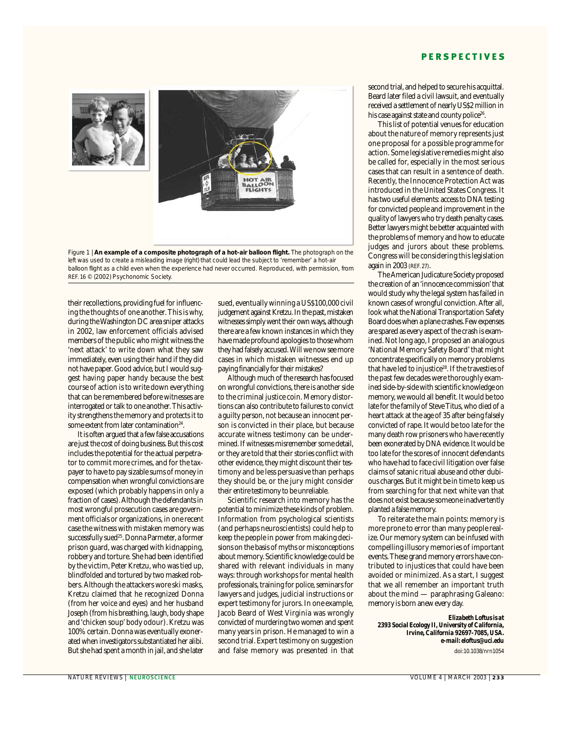Figure 1 | **An example of a composite photograph of a hot-air balloon flight.** The photograph on the left was used to create a misleading image (right) that could lead the subject to 'remember' a hot-air balloon flight as a child even when the experience had never occurred. Reproduced, with permission, from REF. 16 © (2002) Psychonomic Society.

their recollections, providing fuel for influencing the thoughts of one another. This is why, during the Washington DC area sniper attacks in 2002, law enforcement officials advised members of the public who might witness the 'next attack' to write down what they saw immediately, even using their hand if they did not have paper. Good advice, but I would suggest having paper handy because the best course of action is to write down everything that can be remembered before witnesses are interrogated or talk to one another. This activity strengthens the memory and protects it to some extent from later contamination[24].

It is often argued that a few false accusations are just the cost of doing business. But this cost includes the potential for the actual perpetrator to commit more crimes, and for the taxpayer to have to pay sizable sums of money in compensation when wrongful convictions are exposed (which probably happens in only a fraction of cases). Although the defendants in most wrongful prosecution cases are government officials or organizations, in one recent case the witness with mistaken memory was successfully sued[25]. Donna Parmeter, a former prison guard, was charged with kidnapping, robbery and torture. She had been identified by the victim, Peter Kretzu, who was tied up, blindfolded and tortured by two masked robbers. Although the attackers wore ski masks, Kretzu claimed that he recognized Donna (from her voice and eyes) and her husband Joseph (from his breathing, laugh, body shape and 'chicken soup' body odour). Kretzu was 100% certain. Donna was eventually exonerated when investigators substantiated her alibi. But she had spent a month in jail, and she later sued, eventually winning a US$100,000 civil judgement against Kretzu. In the past, mistaken witnesses simply went their own ways, although there are a few known instances in which they have made profound apologies to those whom they had falsely accused. Will we now see more cases in which mistaken witnesses end up paying financially for their mistakes?

Although much of the research has focused on wrongful convictions, there is another side to the criminal justice coin. Memory distortions can also contribute to failures to convict a guilty person, not because an innocent person is convicted in their place, but because accurate witness testimony can be undermined. If witnesses misremember some detail, or they are told that their stories conflict with other evidence, they might discount their testimony and be less persuasive than perhaps they should be, or the jury might consider their entire testimony to be unreliable.

Scientific research into memory has the potential to minimize these kinds of problem. Information from psychological scientists (and perhaps neuroscientists) could help to keep the people in power from making decisions on the basis of myths or misconceptions about memory. Scientific knowledge could be shared with relevant individuals in many ways: through workshops for mental health professionals, training for police, seminars for lawyers and judges, judicial instructions or expert testimony for jurors. In one example, Jacob Beard of West Virginia was wrongly convicted of murdering two women and spent many years in prison. He managed to win a second trial. Expert testimony on suggestion and false memory was presented in that second trial, and helped to secure his acquittal. Beard later filed a civil lawsuit, and eventually received a settlement of nearly US$2 million in his case against state and county police[26].

This list of potential venues for education about the nature of memory represents just one proposal for a possible programme for action. Some legislative remedies might also be called for, especially in the most serious cases that can result in a sentence of death. Recently, the Innocence Protection Act was introduced in the United States Congress. It has two useful elements: access to DNA testing for convicted people and improvement in the quality of lawyers who try death penalty cases. Better lawyers might be better acquainted with the problems of memory and how to educate judges and jurors about these problems. Congress will be considering this legislation again in 2003 (REF. 27).

The American Judicature Society proposed the creation of an 'innocence commission' that would study why the legal system has failed in known cases of wrongful conviction. After all, look what the National Transportation Safety Board does when a plane crashes. Few expenses are spared as every aspect of the crash is examined. Not long ago, I proposed an analogous 'National Memory Safety Board' that might concentrate specifically on memory problems that have led to injustice[28]. If the travesties of the past few decades were thoroughly examined side-by-side with scientific knowledge on memory, we would all benefit. It would be too late for the family of Steve Titus, who died of a heart attack at the age of 35 after being falsely convicted of rape. It would be too late for the many death row prisoners who have recently been exonerated by DNA evidence. It would be too late for the scores of innocent defendants who have had to face civil litigation over false claims of satanic ritual abuse and other dubious charges. But it might be in time to keep us from searching for that next white van that does not exist because someone inadvertently planted a false memory.

To reiterate the main points: memory is more prone to error than many people realize. Our memory system can be infused with compelling illusory memories of important events. These grand memory errors have contributed to injustices that could have been avoided or minimized. As a start, I suggest that we all remember an important truth about the mind — paraphrasing Galeano: memory is born anew every day.

***Elizabeth Loftus is at 2393 Social Ecology II, University of California, Irvine, California 92697-7085, USA. e-mail: eloftus@uci.edu***

doi:10.1038/nrn1054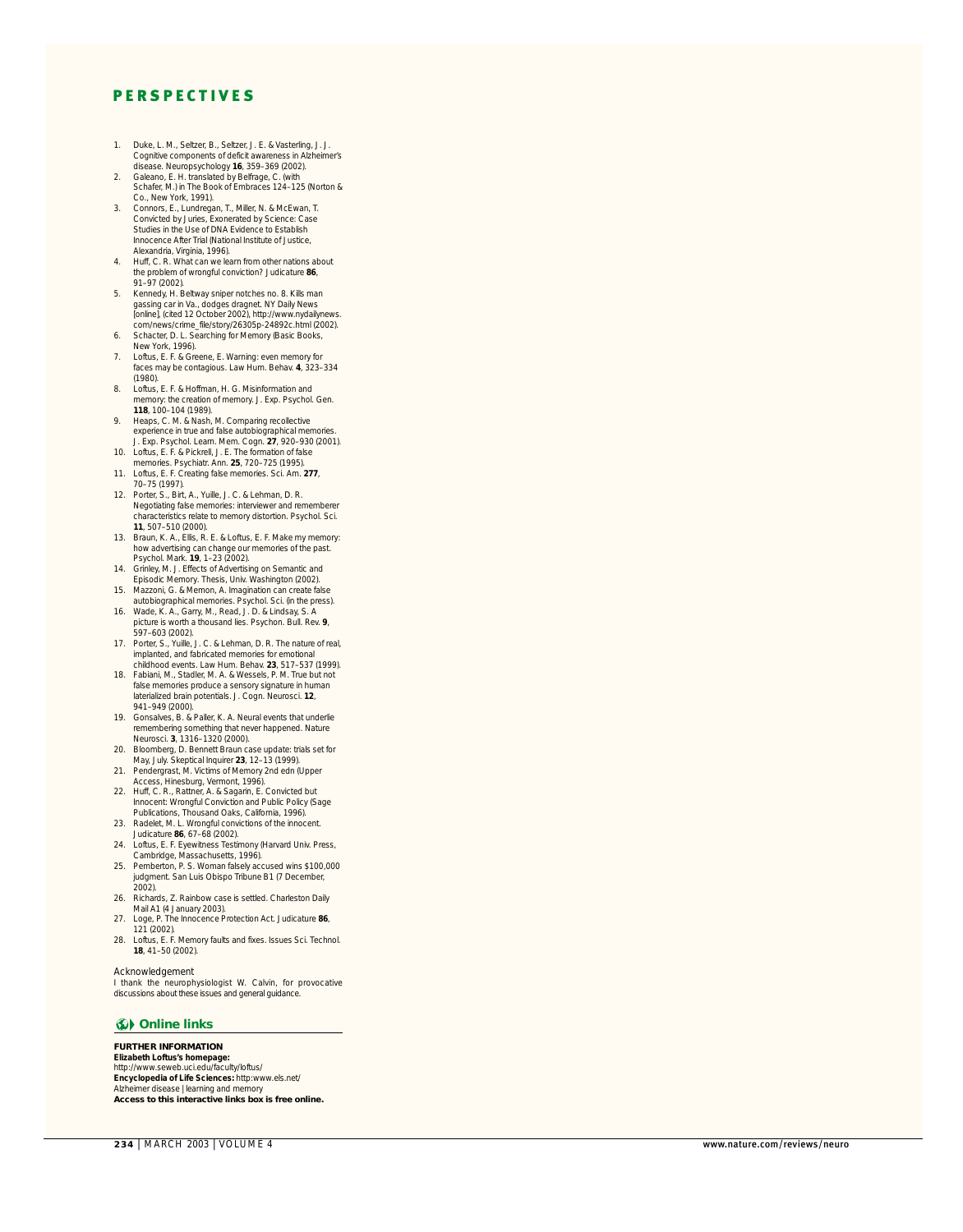1. Duke, L. M., Seltzer, B., Seltzer, J. E. & Vasterling, J. J. Cognitive components of deficit awareness in Alzheimer's disease. Neuropsychology **16**, 359–369 (2002).
2. Galeano, E. H. translated by Belfrage, C. (with Schafer, M.) in The Book of Embraces 124–125 (Norton & Co., New York, 1991).
3. Connors, E., Lundregan, T., Miller, N. & McEwan, T. Convicted by Juries, Exonerated by Science: Case Studies in the Use of DNA Evidence to Establish Innocence After Trial (National Institute of Justice, Alexandria, Virginia, 1996).
4. Huff, C. R. What can we learn from other nations about the problem of wrongful conviction? Judicature **86**, 91–97 (2002).
5. Kennedy, H. Beltway sniper notches no. 8. Kills man gassing car in Va., dodges dragnet. NY Daily News [online], (cited 12 October 2002), http://www.nydailynews.com/news/crime_file/story/26305p-24892c.html (2002).
6. Schacter, D. L. Searching for Memory (Basic Books, New York, 1996).
7. Loftus, E. F. & Greene, E. Warning: even memory for faces may be contagious. Law Hum. Behav. **4**, 323–334 (1980).
8. Loftus, E. F. & Hoffman, H. G. Misinformation and memory: the creation of memory. J. Exp. Psychol. Gen. **118**, 100–104 (1989).
9. Heaps, C. M. & Nash, M. Comparing recollective experience in true and false autobiographical memories. J. Exp. Psychol. Learn. Mem. Cogn. **27**, 920–930 (2001).
10. Loftus, E. F. & Pickrell, J. E. The formation of false memories. Psychiatr. Ann. **25**, 720–725 (1995).
11. Loftus, E. F. Creating false memories. Sci. Am. **277**, 70–75 (1997).
12. Porter, S., Birt, A., Yuille, J. C. & Lehman, D. R. Negotiating false memories: interviewer and rememberer characteristics relate to memory distortion. Psychol. Sci. **11**, 507–510 (2000).
13. Braun, K. A., Ellis, R. E. & Loftus, E. F. Make my memory: how advertising can change our memories of the past. Psychol. Mark. **19**, 1–23 (2002).
14. Grinley, M. J. Effects of Advertising on Semantic and Episodic Memory. Thesis, Univ. Washington (2002).
15. Mazzoni, G. & Memon, A. Imagination can create false autobiographical memories. Psychol. Sci. (in the press).
16. Wade, K. A., Garry, M., Read, J. D. & Lindsay, S. A picture is worth a thousand lies. Psychon. Bull. Rev. **9**, 597–603 (2002).
17. Porter, S., Yuille, J. C. & Lehman, D. R. The nature of real, implanted, and fabricated memories for emotional childhood events. Law Hum. Behav. **23**, 517–537 (1999).
18. Fabiani, M., Stadler, M. A. & Wessels, P. M. True but not false memories produce a sensory signature in human lateralized brain potentials. J. Cogn. Neurosci. **12**, 941–949 (2000).
19. Gonsalves, B. & Paller, K. A. Neural events that underlie remembering something that never happened. Nature Neurosci. **3**, 1316–1320 (2000).
20. Bloomberg, D. Bennett Braun case update: trials set for May, July. Skeptical Inquirer **23**, 12–13 (1999).
21. Pendergrast, M. Victims of Memory 2nd edn (Upper Access, Hinesburg, Vermont, 1996).
22. Huff, C. R., Rattner, A. & Sagarin, E. Convicted but Innocent: Wrongful Conviction and Public Policy (Sage Publications, Thousand Oaks, California, 1996).
23. Radelet, M. L. Wrongful convictions of the innocent. Judicature **86**, 67–68 (2002).
24. Loftus, E. F. Eyewitness Testimony (Harvard Univ. Press, Cambridge, Massachusetts, 1996).
25. Pemberton, P. S. Woman falsely accused wins $100,000 judgment. San Luis Obispo Tribune B1 (7 December, 2002).
26. Richards, Z. Rainbow case is settled. Charleston Daily Mail A1 (4 January 2003).
27. Loge, P. The Innocence Protection Act. Judicature **86**, 121 (2002).
28. Loftus, E. F. Memory faults and fixes. Issues Sci. Technol. **18**, 41–50 (2002).

### Acknowledgement

I thank the neurophysiologist W. Calvin, for provocative discussions about these issues and general guidance.

## Online links

**FURTHER INFORMATION**

**Elizabeth Loftus's homepage:** http://www.seweb.uci.edu/faculty/loftus/

**Encyclopedia of Life Sciences:** http:www.els.net/
Alzheimer disease | learning and memory

**Access to this interactive links box is free online.**